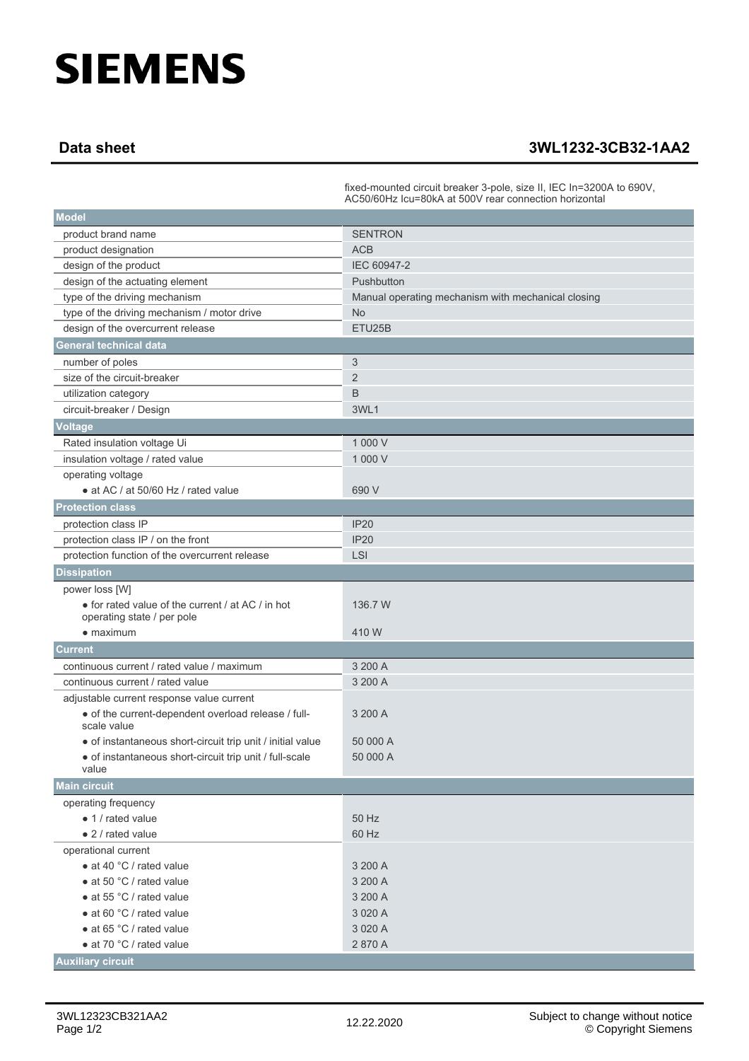# SIEMENS

## Data sheet 3WL1232-3CB32-1AA2

fixed-mounted circuit breaker 3-pole, size II, IEC In=3200A to 690V, AC50/60Hz Icu=80kA at 500V rear connection horizontal

| **Model** | |
|---|---|
| product brand name | SENTRON |
| product designation | ACB |
| design of the product | IEC 60947-2 |
| design of the actuating element | Pushbutton |
| type of the driving mechanism | Manual operating mechanism with mechanical closing |
| type of the driving mechanism / motor drive | No |
| design of the overcurrent release | ETU25B |
| **General technical data** | |
| number of poles | 3 |
| size of the circuit-breaker | 2 |
| utilization category | B |
| circuit-breaker / Design | 3WL1 |
| **Voltage** | |
| Rated insulation voltage Ui | 1 000 V |
| insulation voltage / rated value | 1 000 V |
| operating voltage | |
| • at AC / at 50/60 Hz / rated value | 690 V |
| **Protection class** | |
| protection class IP | IP20 |
| protection class IP / on the front | IP20 |
| protection function of the overcurrent release | LSI |
| **Dissipation** | |
| power loss [W] | |
| • for rated value of the current / at AC / in hot operating state / per pole | 136.7 W |
| • maximum | 410 W |
| **Current** | |
| continuous current / rated value / maximum | 3 200 A |
| continuous current / rated value | 3 200 A |
| adjustable current response value current | |
| • of the current-dependent overload release / full-scale value | 3 200 A |
| • of instantaneous short-circuit trip unit / initial value | 50 000 A |
| • of instantaneous short-circuit trip unit / full-scale value | 50 000 A |
| **Main circuit** | |
| operating frequency | |
| • 1 / rated value | 50 Hz |
| • 2 / rated value | 60 Hz |
| operational current | |
| • at 40 °C / rated value | 3 200 A |
| • at 50 °C / rated value | 3 200 A |
| • at 55 °C / rated value | 3 200 A |
| • at 60 °C / rated value | 3 020 A |
| • at 65 °C / rated value | 3 020 A |
| • at 70 °C / rated value | 2 870 A |
| **Auxiliary circuit** | |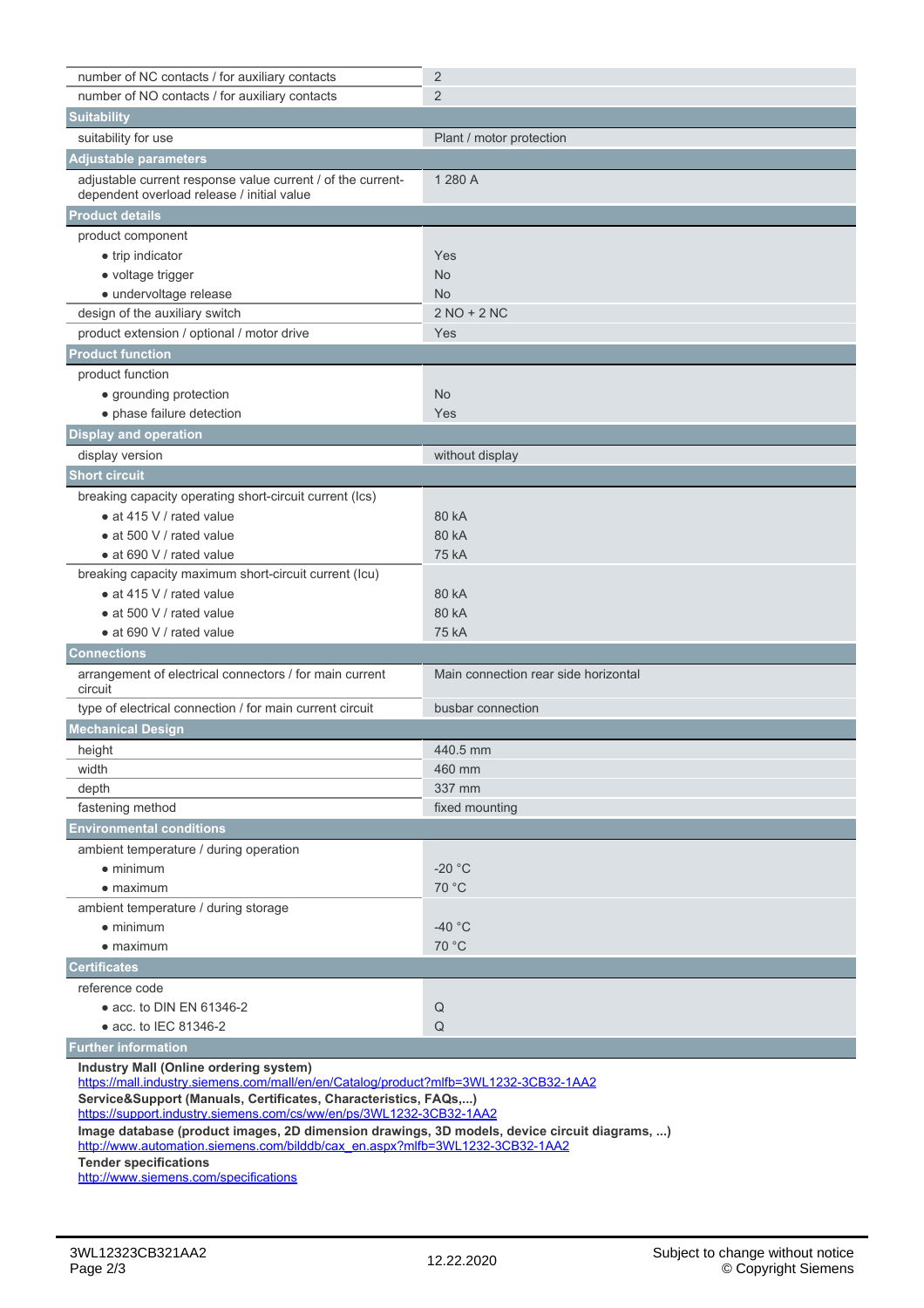| | |
|---|---|
| number of NC contacts / for auxiliary contacts | 2 |
| number of NO contacts / for auxiliary contacts | 2 |
| **Suitability** | |
| suitability for use | Plant / motor protection |
| **Adjustable parameters** | |
| adjustable current response value current / of the current-dependent overload release / initial value | 1 280 A |
| **Product details** | |
| product component | |
| • trip indicator | Yes |
| • voltage trigger | No |
| • undervoltage release | No |
| design of the auxiliary switch | 2 NO + 2 NC |
| product extension / optional / motor drive | Yes |
| **Product function** | |
| product function | |
| • grounding protection | No |
| • phase failure detection | Yes |
| **Display and operation** | |
| display version | without display |
| **Short circuit** | |
| breaking capacity operating short-circuit current (Ics) | |
| • at 415 V / rated value | 80 kA |
| • at 500 V / rated value | 80 kA |
| • at 690 V / rated value | 75 kA |
| breaking capacity maximum short-circuit current (Icu) | |
| • at 415 V / rated value | 80 kA |
| • at 500 V / rated value | 80 kA |
| • at 690 V / rated value | 75 kA |
| **Connections** | |
| arrangement of electrical connectors / for main current circuit | Main connection rear side horizontal |
| type of electrical connection / for main current circuit | busbar connection |
| **Mechanical Design** | |
| height | 440.5 mm |
| width | 460 mm |
| depth | 337 mm |
| fastening method | fixed mounting |
| **Environmental conditions** | |
| ambient temperature / during operation | |
| • minimum | -20 °C |
| • maximum | 70 °C |
| ambient temperature / during storage | |
| • minimum | -40 °C |
| • maximum | 70 °C |
| **Certificates** | |
| reference code | |
| • acc. to DIN EN 61346-2 | Q |
| • acc. to IEC 81346-2 | Q |

**Further information**

**Industry Mall (Online ordering system)**
https://mall.industry.siemens.com/mall/en/en/Catalog/product?mlfb=3WL1232-3CB32-1AA2

**Service&Support (Manuals, Certificates, Characteristics, FAQs,...)**
https://support.industry.siemens.com/cs/ww/en/ps/3WL1232-3CB32-1AA2

**Image database (product images, 2D dimension drawings, 3D models, device circuit diagrams, ...)**
http://www.automation.siemens.com/bilddb/cax_en.aspx?mlfb=3WL1232-3CB32-1AA2

**Tender specifications**
http://www.siemens.com/specifications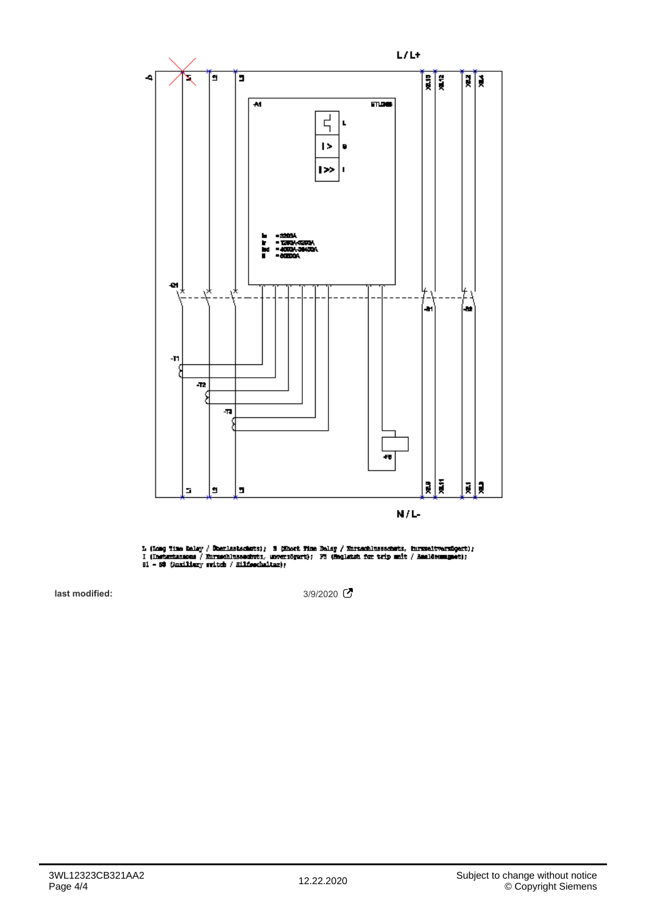L/L+

-Q

L1 L2 L3

X8.10 X8.12 X8.2 X8.4

-A1 ETU25B

L

S

I

In =3200A
Ir =1280A-3200A
Isd =4000A-38400A
Ii =80000A

-Q1

-S1 -S2

-T1

-T2

-T3

-F5

L1 L2 L3

X8.9 X8.11 X8.1 X8.3

N/L-

L (Long Time Delay / Überlastschutz); S (Short Time Delay / Kurzschlussschutz, kurzzeitverzögert);
I (Instantaneous / Kurzschlussschutz, unverzögert); F5 (Maglatch for trip unit / Auslösemagnet);
S1 - S8 (Auxiliary switch / Hilfsschalter);

**last modified:** 3/9/2020